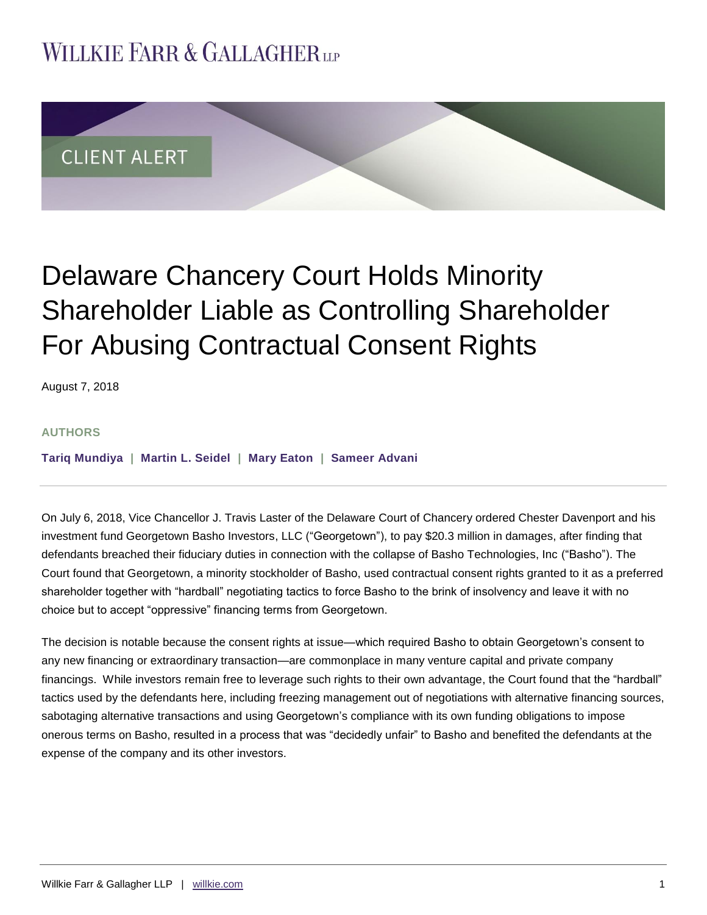WILLKIE FARR & GALLAGHER LLP

CLIENT ALERT

# Delaware Chancery Court Holds Minority Shareholder Liable as Controlling Shareholder For Abusing Contractual Consent Rights

August 7, 2018

**AUTHORS**

**Tariq Mundiya | Martin L. Seidel | Mary Eaton | Sameer Advani**

On July 6, 2018, Vice Chancellor J. Travis Laster of the Delaware Court of Chancery ordered Chester Davenport and his investment fund Georgetown Basho Investors, LLC ("Georgetown"), to pay $20.3 million in damages, after finding that defendants breached their fiduciary duties in connection with the collapse of Basho Technologies, Inc ("Basho"). The Court found that Georgetown, a minority stockholder of Basho, used contractual consent rights granted to it as a preferred shareholder together with "hardball" negotiating tactics to force Basho to the brink of insolvency and leave it with no choice but to accept "oppressive" financing terms from Georgetown.

The decision is notable because the consent rights at issue—which required Basho to obtain Georgetown's consent to any new financing or extraordinary transaction—are commonplace in many venture capital and private company financings. While investors remain free to leverage such rights to their own advantage, the Court found that the "hardball" tactics used by the defendants here, including freezing management out of negotiations with alternative financing sources, sabotaging alternative transactions and using Georgetown's compliance with its own funding obligations to impose onerous terms on Basho, resulted in a process that was "decidedly unfair" to Basho and benefited the defendants at the expense of the company and its other investors.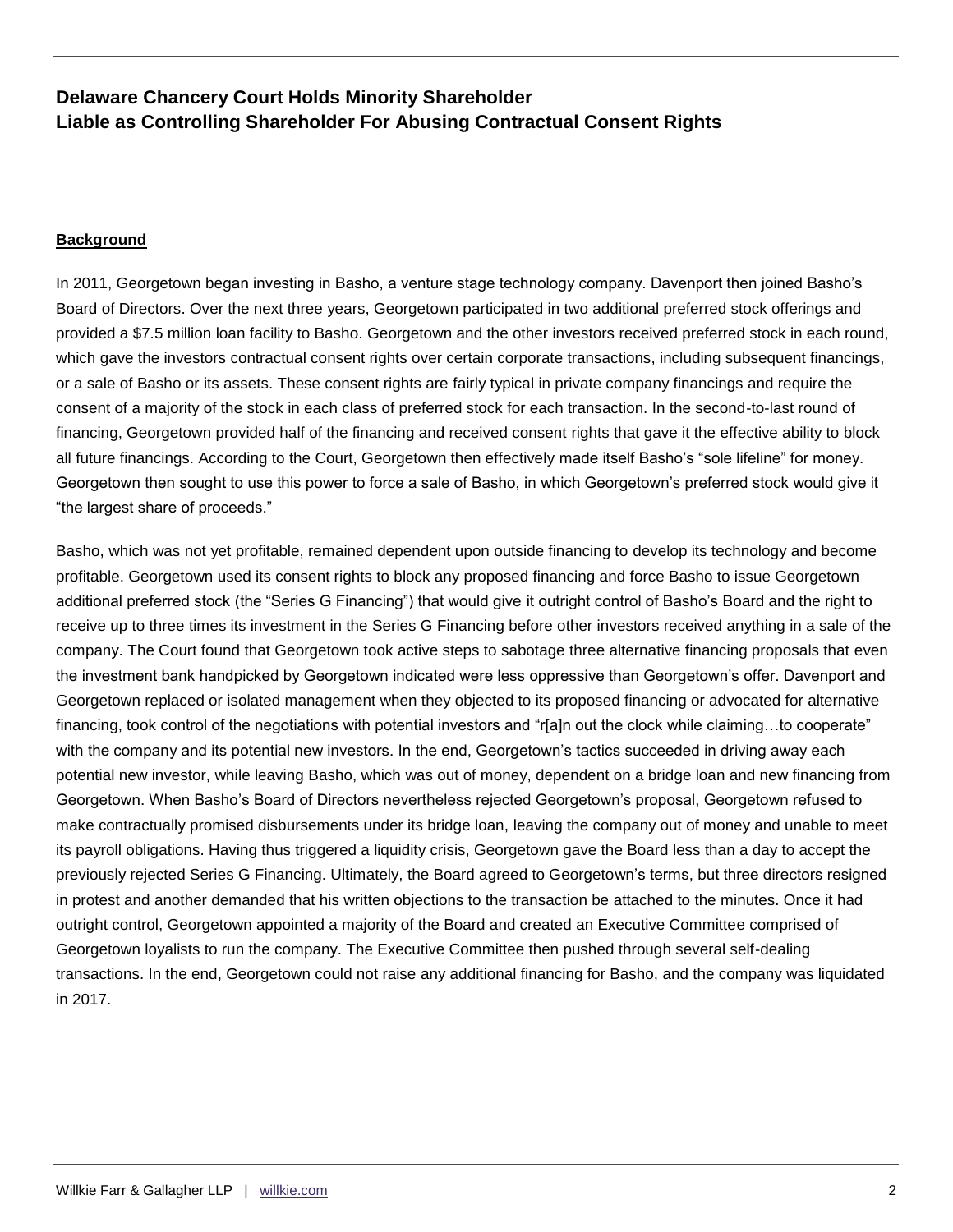## Delaware Chancery Court Holds Minority Shareholder Liable as Controlling Shareholder For Abusing Contractual Consent Rights

**Background**

In 2011, Georgetown began investing in Basho, a venture stage technology company. Davenport then joined Basho's Board of Directors. Over the next three years, Georgetown participated in two additional preferred stock offerings and provided a $7.5 million loan facility to Basho. Georgetown and the other investors received preferred stock in each round, which gave the investors contractual consent rights over certain corporate transactions, including subsequent financings, or a sale of Basho or its assets. These consent rights are fairly typical in private company financings and require the consent of a majority of the stock in each class of preferred stock for each transaction. In the second-to-last round of financing, Georgetown provided half of the financing and received consent rights that gave it the effective ability to block all future financings. According to the Court, Georgetown then effectively made itself Basho's "sole lifeline" for money. Georgetown then sought to use this power to force a sale of Basho, in which Georgetown's preferred stock would give it "the largest share of proceeds."

Basho, which was not yet profitable, remained dependent upon outside financing to develop its technology and become profitable. Georgetown used its consent rights to block any proposed financing and force Basho to issue Georgetown additional preferred stock (the "Series G Financing") that would give it outright control of Basho's Board and the right to receive up to three times its investment in the Series G Financing before other investors received anything in a sale of the company. The Court found that Georgetown took active steps to sabotage three alternative financing proposals that even the investment bank handpicked by Georgetown indicated were less oppressive than Georgetown's offer. Davenport and Georgetown replaced or isolated management when they objected to its proposed financing or advocated for alternative financing, took control of the negotiations with potential investors and "r[a]n out the clock while claiming…to cooperate" with the company and its potential new investors. In the end, Georgetown's tactics succeeded in driving away each potential new investor, while leaving Basho, which was out of money, dependent on a bridge loan and new financing from Georgetown. When Basho's Board of Directors nevertheless rejected Georgetown's proposal, Georgetown refused to make contractually promised disbursements under its bridge loan, leaving the company out of money and unable to meet its payroll obligations. Having thus triggered a liquidity crisis, Georgetown gave the Board less than a day to accept the previously rejected Series G Financing. Ultimately, the Board agreed to Georgetown's terms, but three directors resigned in protest and another demanded that his written objections to the transaction be attached to the minutes. Once it had outright control, Georgetown appointed a majority of the Board and created an Executive Committee comprised of Georgetown loyalists to run the company. The Executive Committee then pushed through several self-dealing transactions. In the end, Georgetown could not raise any additional financing for Basho, and the company was liquidated in 2017.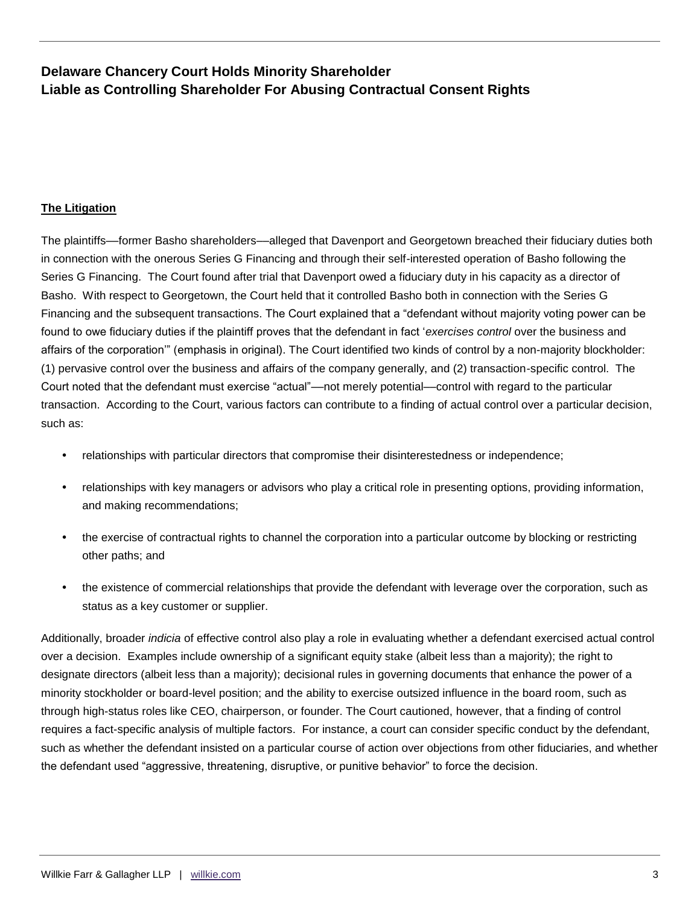**Delaware Chancery Court Holds Minority Shareholder Liable as Controlling Shareholder For Abusing Contractual Consent Rights**

**The Litigation**

The plaintiffs—former Basho shareholders—alleged that Davenport and Georgetown breached their fiduciary duties both in connection with the onerous Series G Financing and through their self-interested operation of Basho following the Series G Financing. The Court found after trial that Davenport owed a fiduciary duty in his capacity as a director of Basho. With respect to Georgetown, the Court held that it controlled Basho both in connection with the Series G Financing and the subsequent transactions. The Court explained that a "defendant without majority voting power can be found to owe fiduciary duties if the plaintiff proves that the defendant in fact '*exercises control* over the business and affairs of the corporation'" (emphasis in original). The Court identified two kinds of control by a non-majority blockholder: (1) pervasive control over the business and affairs of the company generally, and (2) transaction-specific control. The Court noted that the defendant must exercise "actual"—not merely potential—control with regard to the particular transaction. According to the Court, various factors can contribute to a finding of actual control over a particular decision, such as:

- relationships with particular directors that compromise their disinterestedness or independence;
- relationships with key managers or advisors who play a critical role in presenting options, providing information, and making recommendations;
- the exercise of contractual rights to channel the corporation into a particular outcome by blocking or restricting other paths; and
- the existence of commercial relationships that provide the defendant with leverage over the corporation, such as status as a key customer or supplier.

Additionally, broader *indicia* of effective control also play a role in evaluating whether a defendant exercised actual control over a decision. Examples include ownership of a significant equity stake (albeit less than a majority); the right to designate directors (albeit less than a majority); decisional rules in governing documents that enhance the power of a minority stockholder or board-level position; and the ability to exercise outsized influence in the board room, such as through high-status roles like CEO, chairperson, or founder. The Court cautioned, however, that a finding of control requires a fact-specific analysis of multiple factors. For instance, a court can consider specific conduct by the defendant, such as whether the defendant insisted on a particular course of action over objections from other fiduciaries, and whether the defendant used "aggressive, threatening, disruptive, or punitive behavior" to force the decision.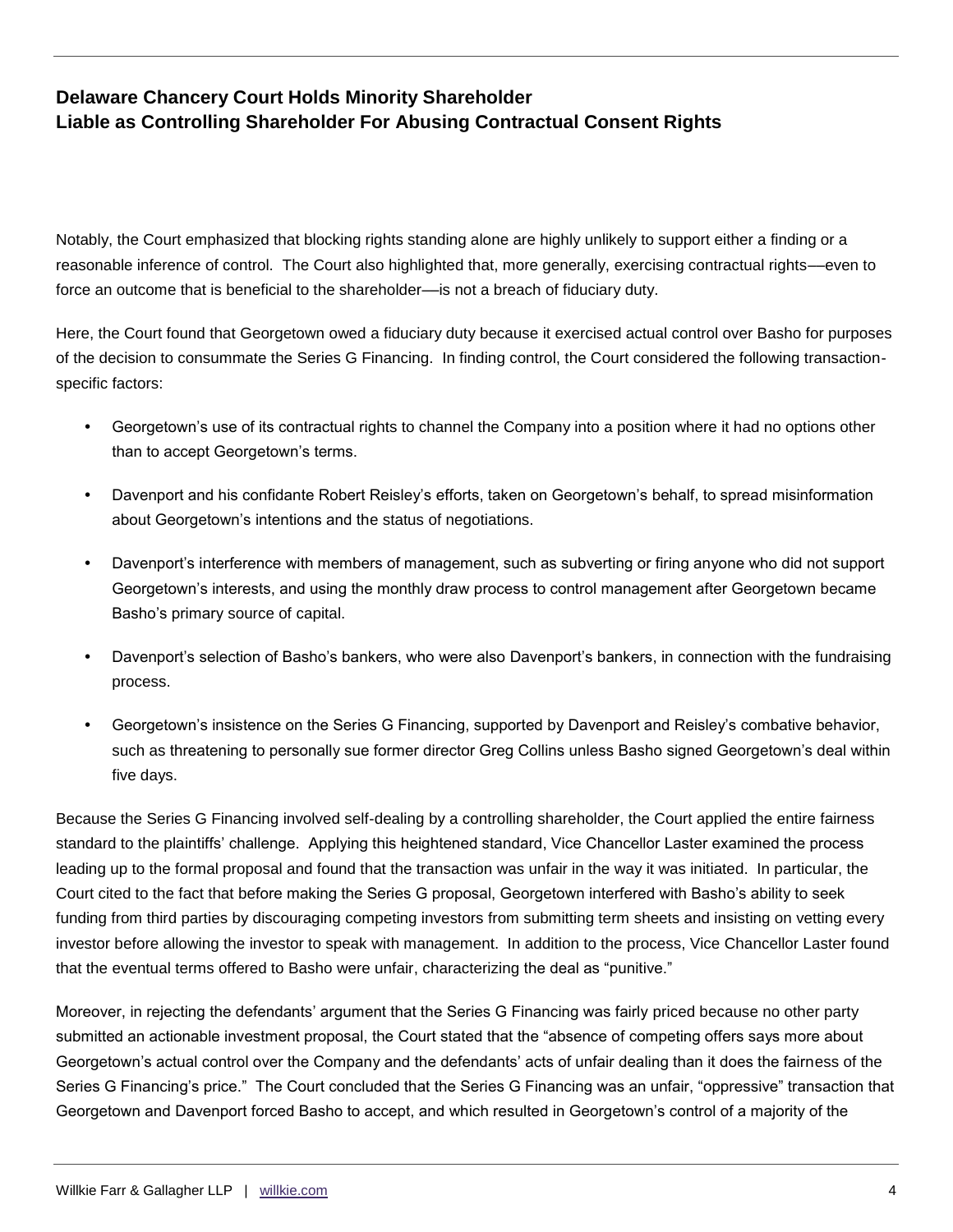Notably, the Court emphasized that blocking rights standing alone are highly unlikely to support either a finding or a reasonable inference of control. The Court also highlighted that, more generally, exercising contractual rights—even to force an outcome that is beneficial to the shareholder—is not a breach of fiduciary duty.

Here, the Court found that Georgetown owed a fiduciary duty because it exercised actual control over Basho for purposes of the decision to consummate the Series G Financing. In finding control, the Court considered the following transaction-specific factors:

- Georgetown's use of its contractual rights to channel the Company into a position where it had no options other than to accept Georgetown's terms.
- Davenport and his confidante Robert Reisley's efforts, taken on Georgetown's behalf, to spread misinformation about Georgetown's intentions and the status of negotiations.
- Davenport's interference with members of management, such as subverting or firing anyone who did not support Georgetown's interests, and using the monthly draw process to control management after Georgetown became Basho's primary source of capital.
- Davenport's selection of Basho's bankers, who were also Davenport's bankers, in connection with the fundraising process.
- Georgetown's insistence on the Series G Financing, supported by Davenport and Reisley's combative behavior, such as threatening to personally sue former director Greg Collins unless Basho signed Georgetown's deal within five days.

Because the Series G Financing involved self-dealing by a controlling shareholder, the Court applied the entire fairness standard to the plaintiffs' challenge. Applying this heightened standard, Vice Chancellor Laster examined the process leading up to the formal proposal and found that the transaction was unfair in the way it was initiated. In particular, the Court cited to the fact that before making the Series G proposal, Georgetown interfered with Basho's ability to seek funding from third parties by discouraging competing investors from submitting term sheets and insisting on vetting every investor before allowing the investor to speak with management. In addition to the process, Vice Chancellor Laster found that the eventual terms offered to Basho were unfair, characterizing the deal as "punitive."

Moreover, in rejecting the defendants' argument that the Series G Financing was fairly priced because no other party submitted an actionable investment proposal, the Court stated that the "absence of competing offers says more about Georgetown's actual control over the Company and the defendants' acts of unfair dealing than it does the fairness of the Series G Financing's price." The Court concluded that the Series G Financing was an unfair, "oppressive" transaction that Georgetown and Davenport forced Basho to accept, and which resulted in Georgetown's control of a majority of the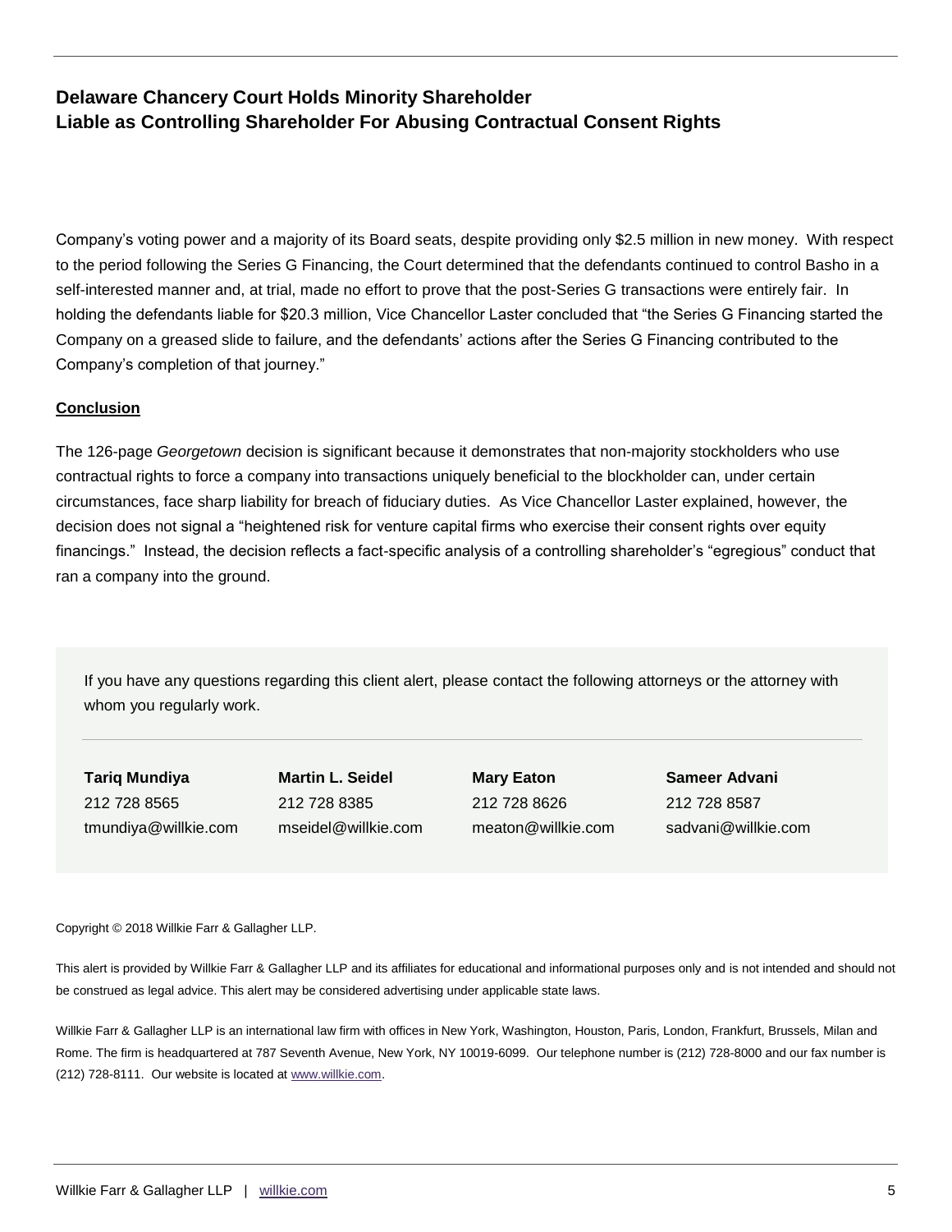Company's voting power and a majority of its Board seats, despite providing only $2.5 million in new money. With respect to the period following the Series G Financing, the Court determined that the defendants continued to control Basho in a self-interested manner and, at trial, made no effort to prove that the post-Series G transactions were entirely fair. In holding the defendants liable for $20.3 million, Vice Chancellor Laster concluded that "the Series G Financing started the Company on a greased slide to failure, and the defendants' actions after the Series G Financing contributed to the Company's completion of that journey."

**Conclusion**

The 126-page *Georgetown* decision is significant because it demonstrates that non-majority stockholders who use contractual rights to force a company into transactions uniquely beneficial to the blockholder can, under certain circumstances, face sharp liability for breach of fiduciary duties. As Vice Chancellor Laster explained, however, the decision does not signal a "heightened risk for venture capital firms who exercise their consent rights over equity financings." Instead, the decision reflects a fact-specific analysis of a controlling shareholder's "egregious" conduct that ran a company into the ground.

If you have any questions regarding this client alert, please contact the following attorneys or the attorney with whom you regularly work.

**Tariq Mundiya**
212 728 8565
tmundiya@willkie.com

**Martin L. Seidel**
212 728 8385
mseidel@willkie.com

**Mary Eaton**
212 728 8626
meaton@willkie.com

**Sameer Advani**
212 728 8587
sadvani@willkie.com

Copyright © 2018 Willkie Farr & Gallagher LLP.

This alert is provided by Willkie Farr & Gallagher LLP and its affiliates for educational and informational purposes only and is not intended and should not be construed as legal advice. This alert may be considered advertising under applicable state laws.

Willkie Farr & Gallagher LLP is an international law firm with offices in New York, Washington, Houston, Paris, London, Frankfurt, Brussels, Milan and Rome. The firm is headquartered at 787 Seventh Avenue, New York, NY 10019-6099. Our telephone number is (212) 728-8000 and our fax number is (212) 728-8111. Our website is located at www.willkie.com.